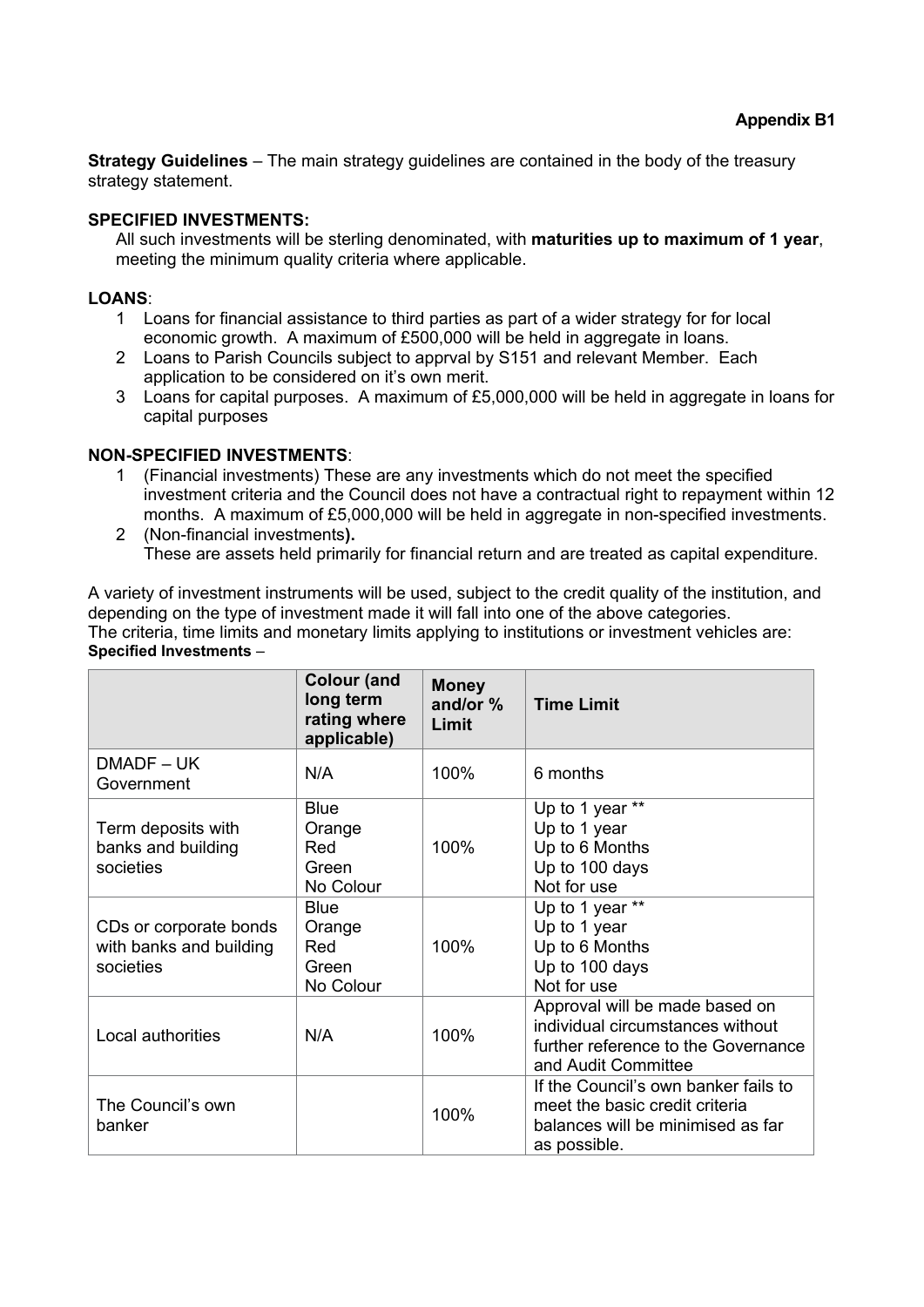**Appendix B1**

**Strategy Guidelines** – The main strategy guidelines are contained in the body of the treasury strategy statement.

**SPECIFIED INVESTMENTS:**

All such investments will be sterling denominated, with **maturities up to maximum of 1 year**, meeting the minimum quality criteria where applicable.

**LOANS**:

1. Loans for financial assistance to third parties as part of a wider strategy for for local economic growth. A maximum of £500,000 will be held in aggregate in loans.
2. Loans to Parish Councils subject to apprval by S151 and relevant Member. Each application to be considered on it's own merit.
3. Loans for capital purposes. A maximum of £5,000,000 will be held in aggregate in loans for capital purposes

**NON-SPECIFIED INVESTMENTS**:

1. (Financial investments) These are any investments which do not meet the specified investment criteria and the Council does not have a contractual right to repayment within 12 months. A maximum of £5,000,000 will be held in aggregate in non-specified investments.
2. (Non-financial investments**).**
   These are assets held primarily for financial return and are treated as capital expenditure.

A variety of investment instruments will be used, subject to the credit quality of the institution, and depending on the type of investment made it will fall into one of the above categories.
The criteria, time limits and monetary limits applying to institutions or investment vehicles are:

**Specified Investments** –

| | **Colour (and long term rating where applicable)** | **Money and/or % Limit** | **Time Limit** |
|---|---|---|---|
| DMADF – UK Government | N/A | 100% | 6 months |
| Term deposits with banks and building societies | Blue<br>Orange<br>Red<br>Green<br>No Colour | 100% | Up to 1 year **<br>Up to 1 year<br>Up to 6 Months<br>Up to 100 days<br>Not for use |
| CDs or corporate bonds with banks and building societies | Blue<br>Orange<br>Red<br>Green<br>No Colour | 100% | Up to 1 year **<br>Up to 1 year<br>Up to 6 Months<br>Up to 100 days<br>Not for use |
| Local authorities | N/A | 100% | Approval will be made based on individual circumstances without further reference to the Governance and Audit Committee |
| The Council's own banker | | 100% | If the Council's own banker fails to meet the basic credit criteria balances will be minimised as far as possible. |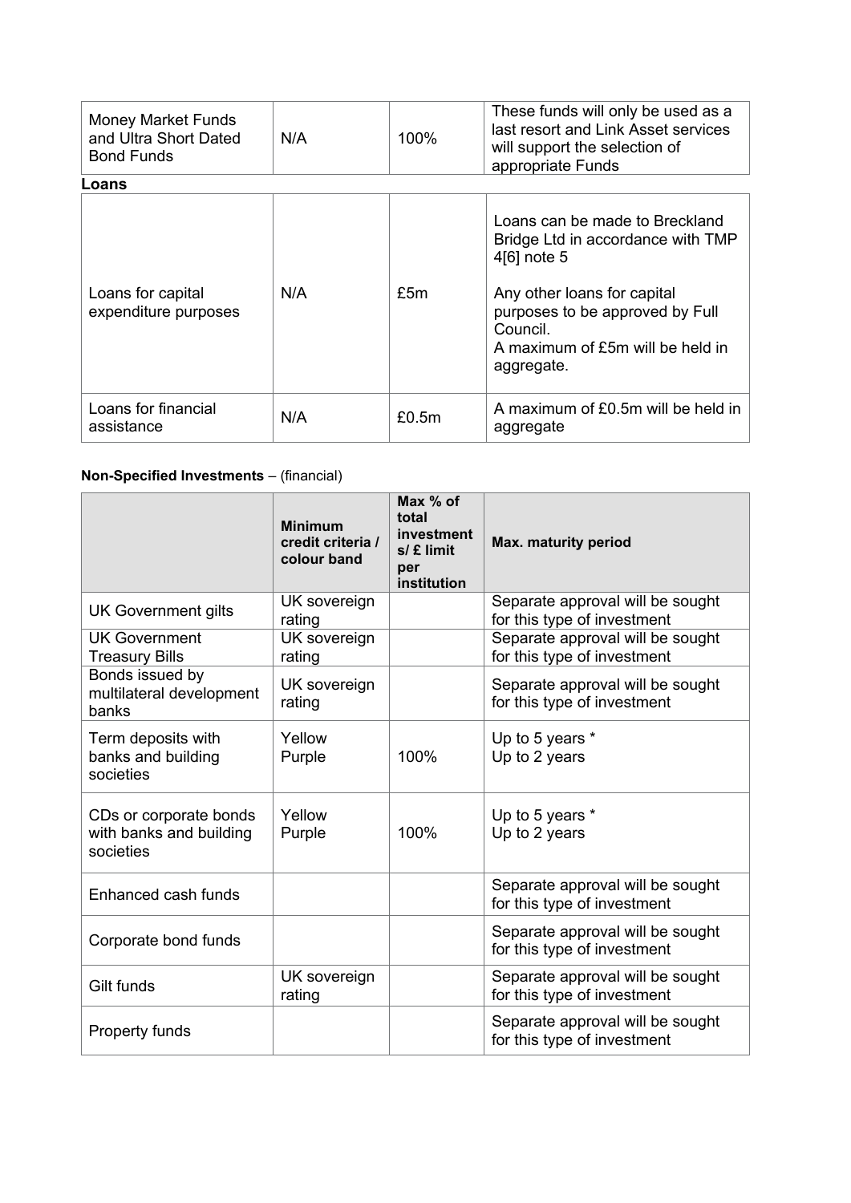| | | | |
|---|---|---|---|
| Money Market Funds and Ultra Short Dated Bond Funds | N/A | 100% | These funds will only be used as a last resort and Link Asset services will support the selection of appropriate Funds |

**Loans**

| | | | |
|---|---|---|---|
| Loans for capital expenditure purposes | N/A | £5m | Loans can be made to Breckland Bridge Ltd in accordance with TMP 4[6] note 5<br><br>Any other loans for capital purposes to be approved by Full Council.<br>A maximum of £5m will be held in aggregate. |
| Loans for financial assistance | N/A | £0.5m | A maximum of £0.5m will be held in aggregate |

**Non-Specified Investments** – (financial)

| | Minimum credit criteria / colour band | Max % of total investments/ £ limit per institution | Max. maturity period |
|---|---|---|---|
| UK Government gilts | UK sovereign rating | | Separate approval will be sought for this type of investment |
| UK Government Treasury Bills | UK sovereign rating | | Separate approval will be sought for this type of investment |
| Bonds issued by multilateral development banks | UK sovereign rating | | Separate approval will be sought for this type of investment |
| Term deposits with banks and building societies | Yellow<br>Purple | 100% | Up to 5 years *<br>Up to 2 years |
| CDs or corporate bonds with banks and building societies | Yellow<br>Purple | 100% | Up to 5 years *<br>Up to 2 years |
| Enhanced cash funds | | | Separate approval will be sought for this type of investment |
| Corporate bond funds | | | Separate approval will be sought for this type of investment |
| Gilt funds | UK sovereign rating | | Separate approval will be sought for this type of investment |
| Property funds | | | Separate approval will be sought for this type of investment |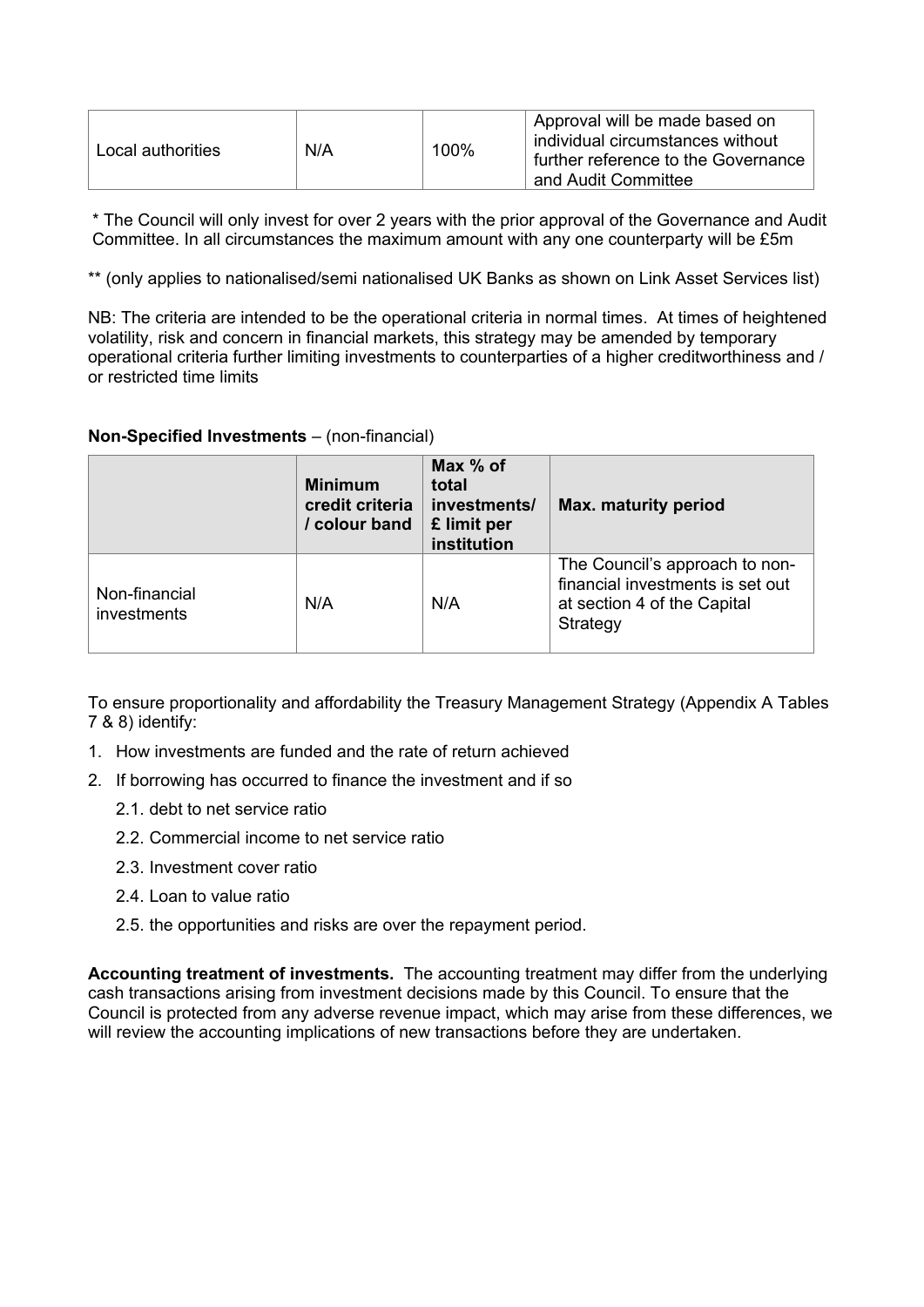| | | | |
|---|---|---|---|
| Local authorities | N/A | 100% | Approval will be made based on individual circumstances without further reference to the Governance and Audit Committee |

* The Council will only invest for over 2 years with the prior approval of the Governance and Audit Committee. In all circumstances the maximum amount with any one counterparty will be £5m

** (only applies to nationalised/semi nationalised UK Banks as shown on Link Asset Services list)

NB: The criteria are intended to be the operational criteria in normal times. At times of heightened volatility, risk and concern in financial markets, this strategy may be amended by temporary operational criteria further limiting investments to counterparties of a higher creditworthiness and / or restricted time limits

**Non-Specified Investments** – (non-financial)

| | Minimum credit criteria / colour band | Max % of total investments/ £ limit per institution | Max. maturity period |
|---|---|---|---|
| Non-financial investments | N/A | N/A | The Council's approach to non-financial investments is set out at section 4 of the Capital Strategy |

To ensure proportionality and affordability the Treasury Management Strategy (Appendix A Tables 7 & 8) identify:

1. How investments are funded and the rate of return achieved
2. If borrowing has occurred to finance the investment and if so
   - 2.1. debt to net service ratio
   - 2.2. Commercial income to net service ratio
   - 2.3. Investment cover ratio
   - 2.4. Loan to value ratio
   - 2.5. the opportunities and risks are over the repayment period.

**Accounting treatment of investments.** The accounting treatment may differ from the underlying cash transactions arising from investment decisions made by this Council. To ensure that the Council is protected from any adverse revenue impact, which may arise from these differences, we will review the accounting implications of new transactions before they are undertaken.